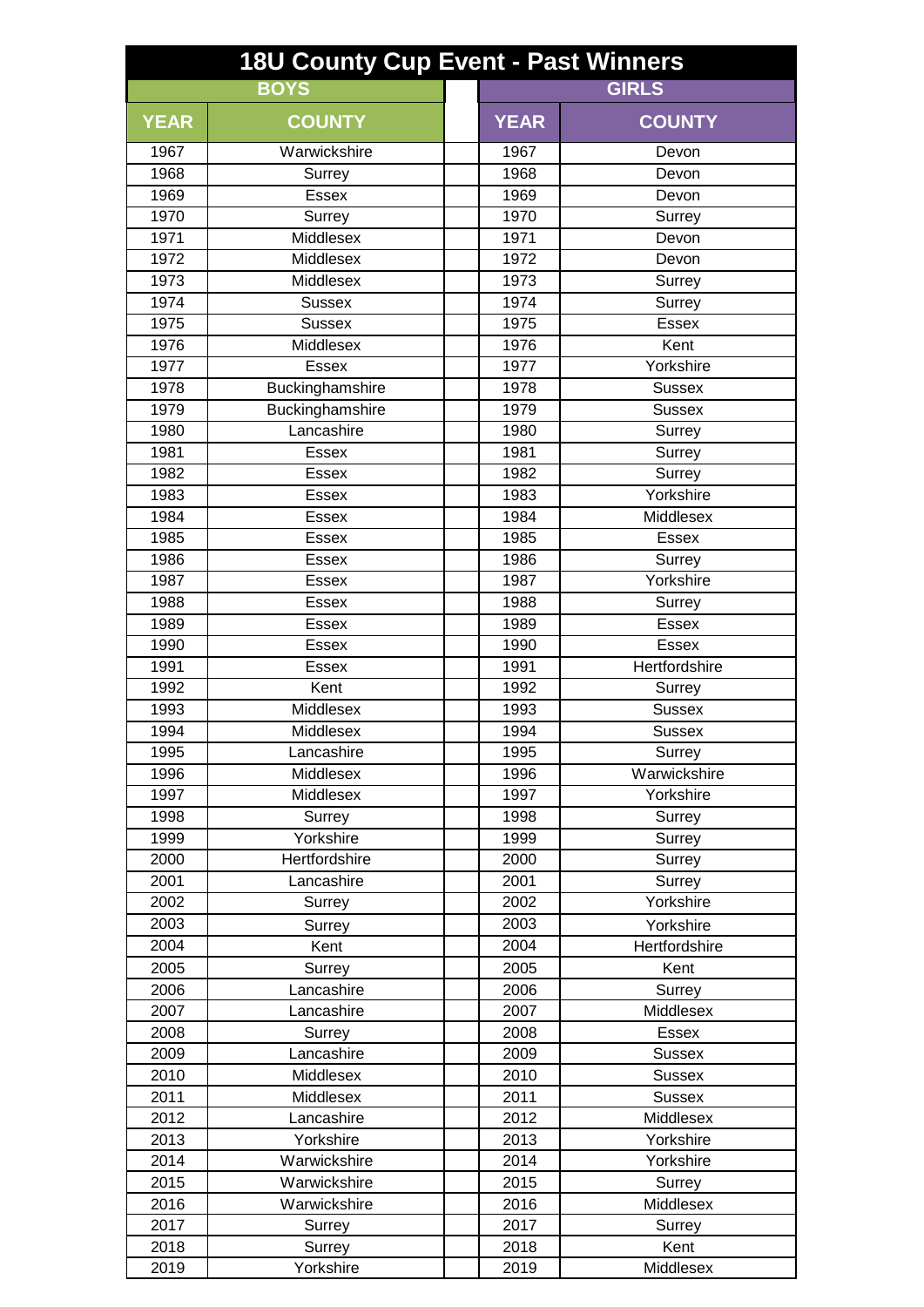# 18U County Cup Event - Past Winners

| BOYS | | | GIRLS | |
|---|---|---|---|---|
| YEAR | COUNTY | | YEAR | COUNTY |
| 1967 | Warwickshire | | 1967 | Devon |
| 1968 | Surrey | | 1968 | Devon |
| 1969 | Essex | | 1969 | Devon |
| 1970 | Surrey | | 1970 | Surrey |
| 1971 | Middlesex | | 1971 | Devon |
| 1972 | Middlesex | | 1972 | Devon |
| 1973 | Middlesex | | 1973 | Surrey |
| 1974 | Sussex | | 1974 | Surrey |
| 1975 | Sussex | | 1975 | Essex |
| 1976 | Middlesex | | 1976 | Kent |
| 1977 | Essex | | 1977 | Yorkshire |
| 1978 | Buckinghamshire | | 1978 | Sussex |
| 1979 | Buckinghamshire | | 1979 | Sussex |
| 1980 | Lancashire | | 1980 | Surrey |
| 1981 | Essex | | 1981 | Surrey |
| 1982 | Essex | | 1982 | Surrey |
| 1983 | Essex | | 1983 | Yorkshire |
| 1984 | Essex | | 1984 | Middlesex |
| 1985 | Essex | | 1985 | Essex |
| 1986 | Essex | | 1986 | Surrey |
| 1987 | Essex | | 1987 | Yorkshire |
| 1988 | Essex | | 1988 | Surrey |
| 1989 | Essex | | 1989 | Essex |
| 1990 | Essex | | 1990 | Essex |
| 1991 | Essex | | 1991 | Hertfordshire |
| 1992 | Kent | | 1992 | Surrey |
| 1993 | Middlesex | | 1993 | Sussex |
| 1994 | Middlesex | | 1994 | Sussex |
| 1995 | Lancashire | | 1995 | Surrey |
| 1996 | Middlesex | | 1996 | Warwickshire |
| 1997 | Middlesex | | 1997 | Yorkshire |
| 1998 | Surrey | | 1998 | Surrey |
| 1999 | Yorkshire | | 1999 | Surrey |
| 2000 | Hertfordshire | | 2000 | Surrey |
| 2001 | Lancashire | | 2001 | Surrey |
| 2002 | Surrey | | 2002 | Yorkshire |
| 2003 | Surrey | | 2003 | Yorkshire |
| 2004 | Kent | | 2004 | Hertfordshire |
| 2005 | Surrey | | 2005 | Kent |
| 2006 | Lancashire | | 2006 | Surrey |
| 2007 | Lancashire | | 2007 | Middlesex |
| 2008 | Surrey | | 2008 | Essex |
| 2009 | Lancashire | | 2009 | Sussex |
| 2010 | Middlesex | | 2010 | Sussex |
| 2011 | Middlesex | | 2011 | Sussex |
| 2012 | Lancashire | | 2012 | Middlesex |
| 2013 | Yorkshire | | 2013 | Yorkshire |
| 2014 | Warwickshire | | 2014 | Yorkshire |
| 2015 | Warwickshire | | 2015 | Surrey |
| 2016 | Warwickshire | | 2016 | Middlesex |
| 2017 | Surrey | | 2017 | Surrey |
| 2018 | Surrey | | 2018 | Kent |
| 2019 | Yorkshire | | 2019 | Middlesex |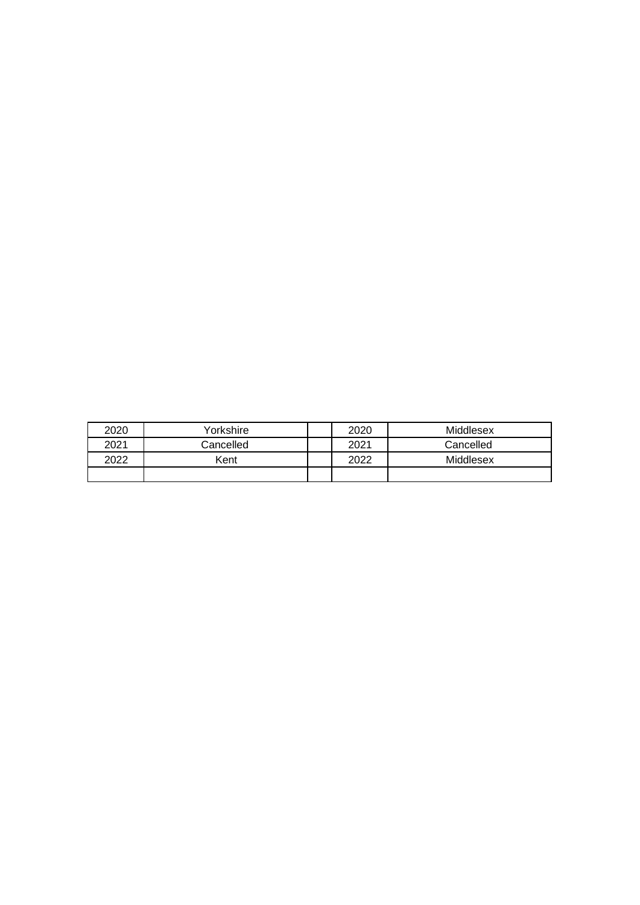| | | | | |
|---|---|---|---|---|
| 2020 | Yorkshire | | 2020 | Middlesex |
| 2021 | Cancelled | | 2021 | Cancelled |
| 2022 | Kent | | 2022 | Middlesex |
| | | | | |